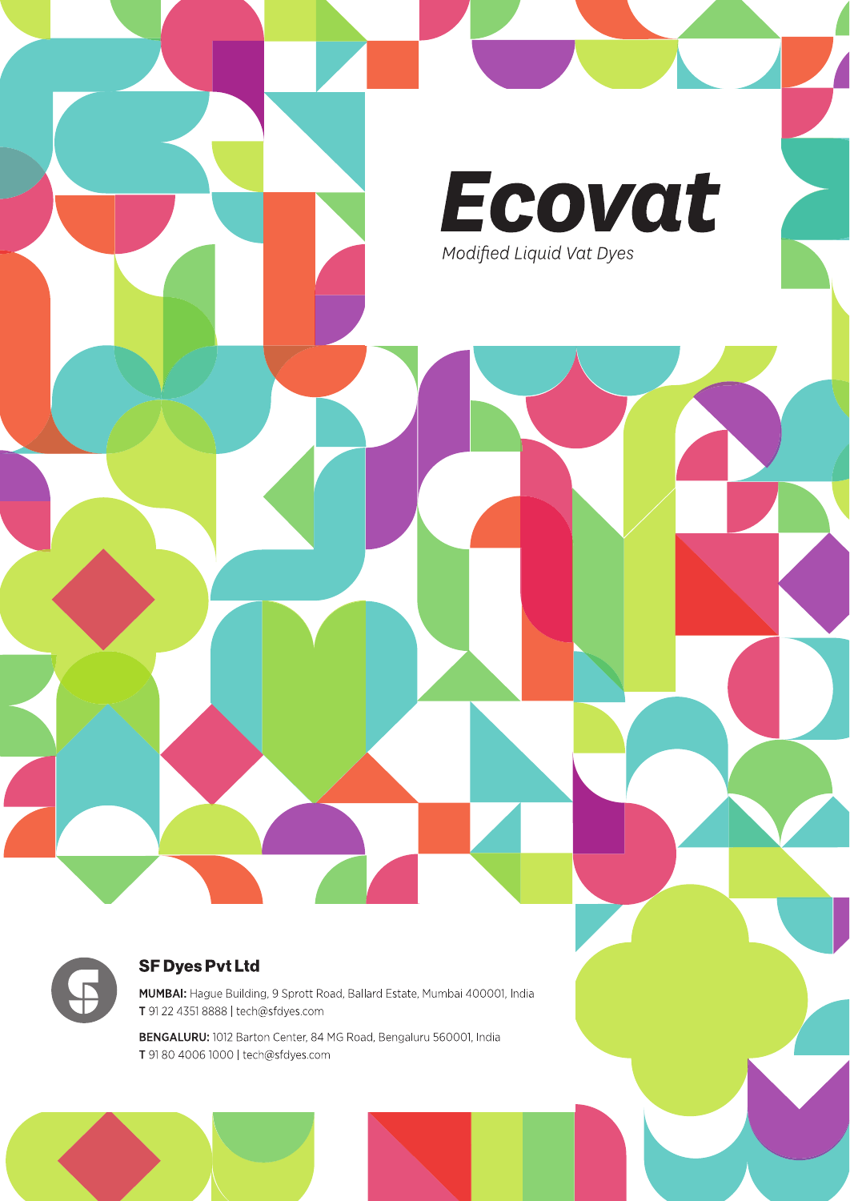# Ecovat

*Modified Liquid Vat Dyes*

**SF Dyes Pvt Ltd**

**MUMBAI:** Hague Building, 9 Sprott Road, Ballard Estate, Mumbai 400001, India
**T** 91 22 4351 8888 | tech@sfdyes.com

**BENGALURU:** 1012 Barton Center, 84 MG Road, Bengaluru 560001, India
**T** 91 80 4006 1000 | tech@sfdyes.com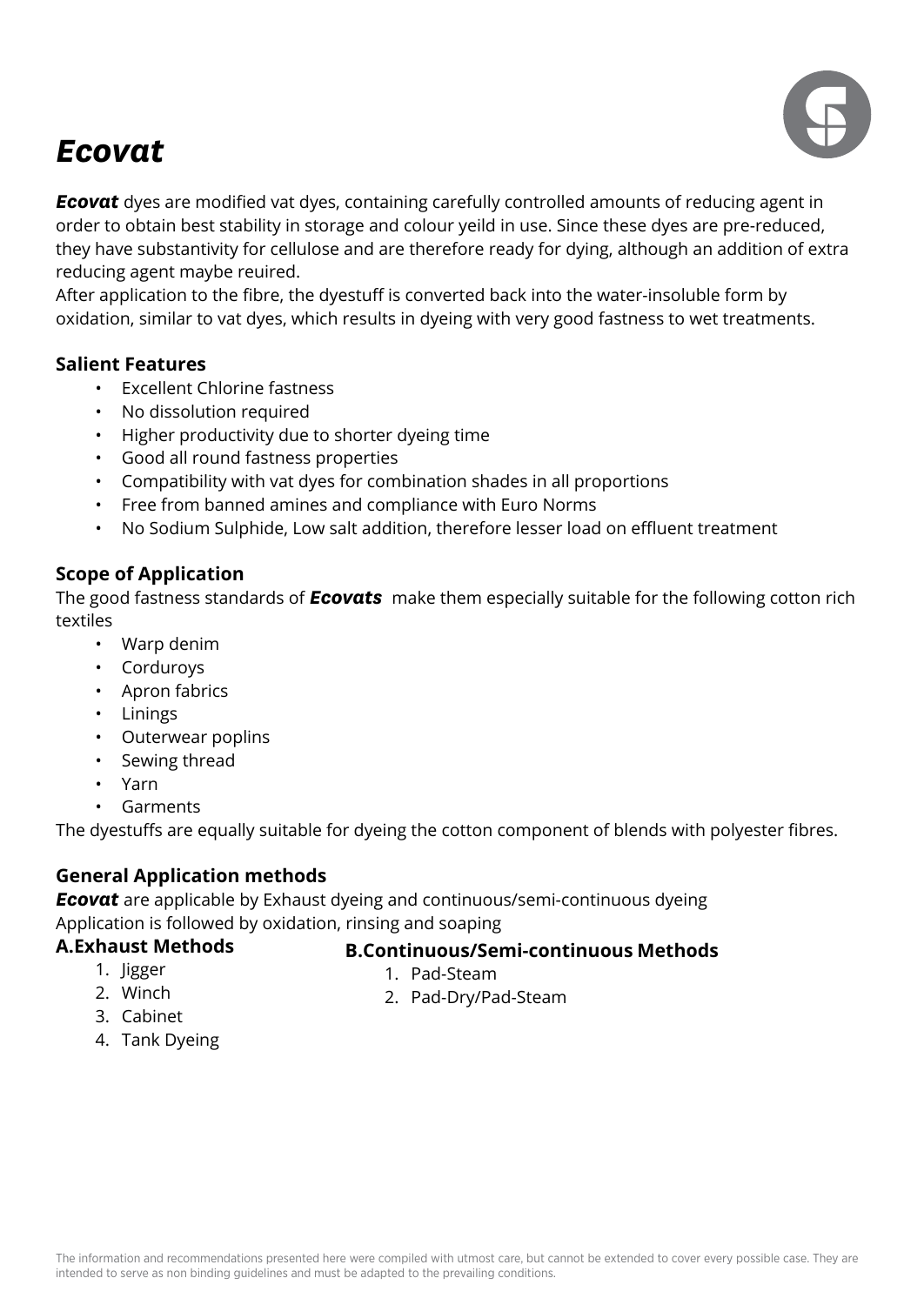// Ecovat

***Ecovat*** dyes are modified vat dyes, containing carefully controlled amounts of reducing agent in order to obtain best stability in storage and colour yeild in use. Since these dyes are pre-reduced, they have substantivity for cellulose and are therefore ready for dying, although an addition of extra reducing agent maybe reuired.
After application to the fibre, the dyestuff is converted back into the water-insoluble form by oxidation, similar to vat dyes, which results in dyeing with very good fastness to wet treatments.

### Salient Features

- Excellent Chlorine fastness
- No dissolution required
- Higher productivity due to shorter dyeing time
- Good all round fastness properties
- Compatibility with vat dyes for combination shades in all proportions
- Free from banned amines and compliance with Euro Norms
- No Sodium Sulphide, Low salt addition, therefore lesser load on effluent treatment

### Scope of Application

The good fastness standards of ***Ecovats*** make them especially suitable for the following cotton rich textiles

- Warp denim
- Corduroys
- Apron fabrics
- Linings
- Outerwear poplins
- Sewing thread
- Yarn
- Garments

The dyestuffs are equally suitable for dyeing the cotton component of blends with polyester fibres.

### General Application methods

***Ecovat*** are applicable by Exhaust dyeing and continuous/semi-continuous dyeing
Application is followed by oxidation, rinsing and soaping

**A.Exhaust Methods**

1. Jigger
2. Winch
3. Cabinet
4. Tank Dyeing

**B.Continuous/Semi-continuous Methods**

1. Pad-Steam
2. Pad-Dry/Pad-Steam

The information and recommendations presented here were compiled with utmost care, but cannot be extended to cover every possible case. They are intended to serve as non binding guidelines and must be adapted to the prevailing conditions.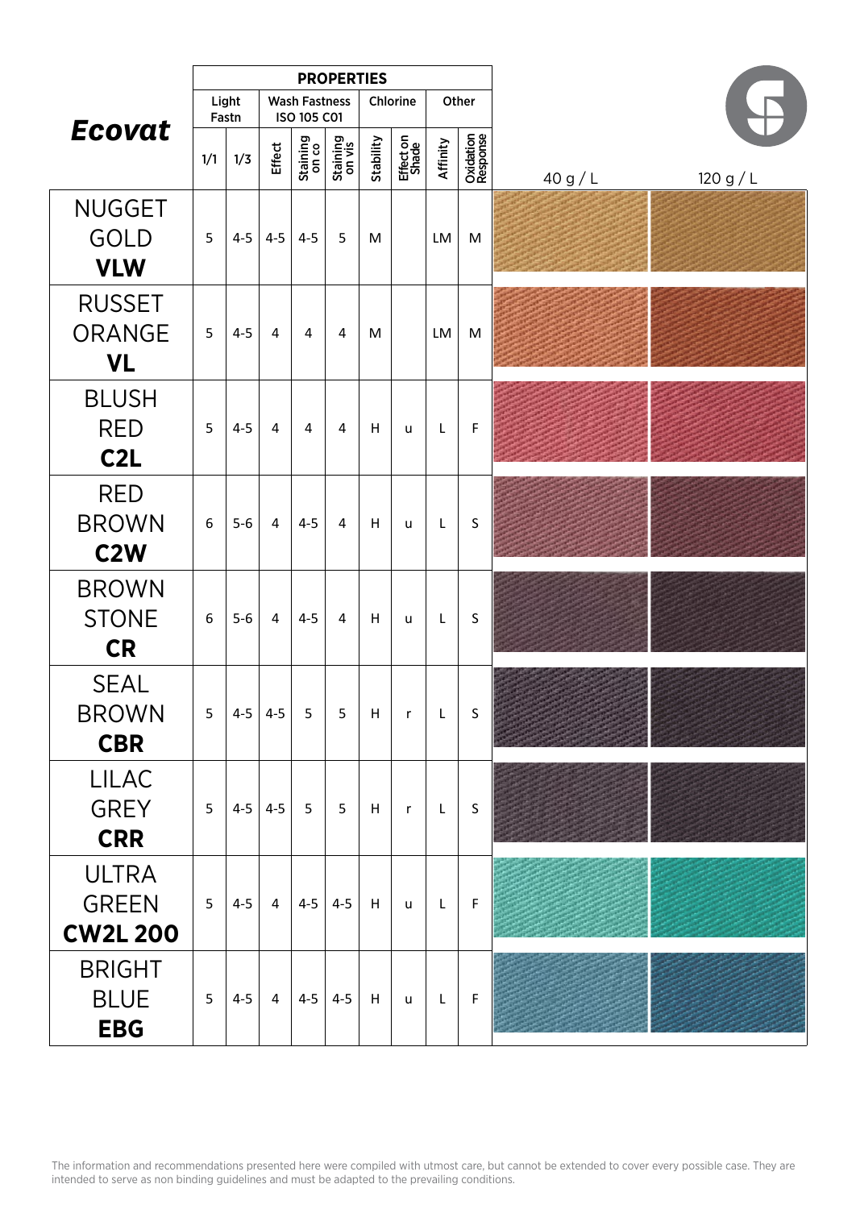| Ecovat | PROPERTIES | | | | | | | | | | |
|---|---|---|---|---|---|---|---|---|---|---|---|
| | Light Fastn | | Wash Fastness ISO 105 C01 | | | Chlorine | | Other | | | |
| | 1/1 | 1/3 | Effect | Staining on co | Staining on vis | Stability | Effect on Shade | Affinity | Oxidation Response | 40 g / L | 120 g / L |
| NUGGET GOLD **VLW** | 5 | 4-5 | 4-5 | 4-5 | 5 | M | | LM | M | | |
| RUSSET ORANGE **VL** | 5 | 4-5 | 4 | 4 | 4 | M | | LM | M | | |
| BLUSH RED **C2L** | 5 | 4-5 | 4 | 4 | 4 | H | u | L | F | | |
| RED BROWN **C2W** | 6 | 5-6 | 4 | 4-5 | 4 | H | u | L | S | | |
| BROWN STONE **CR** | 6 | 5-6 | 4 | 4-5 | 4 | H | u | L | S | | |
| SEAL BROWN **CBR** | 5 | 4-5 | 4-5 | 5 | 5 | H | r | L | S | | |
| LILAC GREY **CRR** | 5 | 4-5 | 4-5 | 5 | 5 | H | r | L | S | | |
| ULTRA GREEN **CW2L 200** | 5 | 4-5 | 4 | 4-5 | 4-5 | H | u | L | F | | |
| BRIGHT BLUE **EBG** | 5 | 4-5 | 4 | 4-5 | 4-5 | H | u | L | F | | |

The information and recommendations presented here were compiled with utmost care, but cannot be extended to cover every possible case. They are intended to serve as non binding guidelines and must be adapted to the prevailing conditions.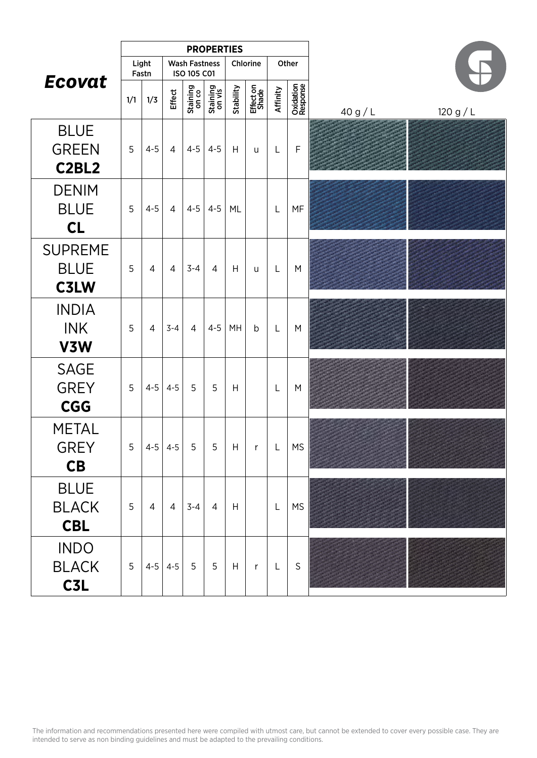| *Ecovat* | PROPERTIES | | | | | | | | | 40 g / L | 120 g / L |
|---|---|---|---|---|---|---|---|---|---|---|---|
| | Light Fastn | | Wash Fastness ISO 105 C01 | | | Chlorine | | Other | | | |
| | 1/1 | 1/3 | Effect | Staining on co | Staining on vis | Stability | Effect on Shade | Affinity | Oxidation Response | | |
| BLUE GREEN **C2BL2** | 5 | 4-5 | 4 | 4-5 | 4-5 | H | u | L | F | | |
| DENIM BLUE **CL** | 5 | 4-5 | 4 | 4-5 | 4-5 | ML | | L | MF | | |
| SUPREME BLUE **C3LW** | 5 | 4 | 4 | 3-4 | 4 | H | u | L | M | | |
| INDIA INK **V3W** | 5 | 4 | 3-4 | 4 | 4-5 | MH | b | L | M | | |
| SAGE GREY **CGG** | 5 | 4-5 | 4-5 | 5 | 5 | H | | L | M | | |
| METAL GREY **CB** | 5 | 4-5 | 4-5 | 5 | 5 | H | r | L | MS | | |
| BLUE BLACK **CBL** | 5 | 4 | 4 | 3-4 | 4 | H | | L | MS | | |
| INDO BLACK **C3L** | 5 | 4-5 | 4-5 | 5 | 5 | H | r | L | S | | |

The information and recommendations presented here were compiled with utmost care, but cannot be extended to cover every possible case. They are intended to serve as non binding guidelines and must be adapted to the prevailing conditions.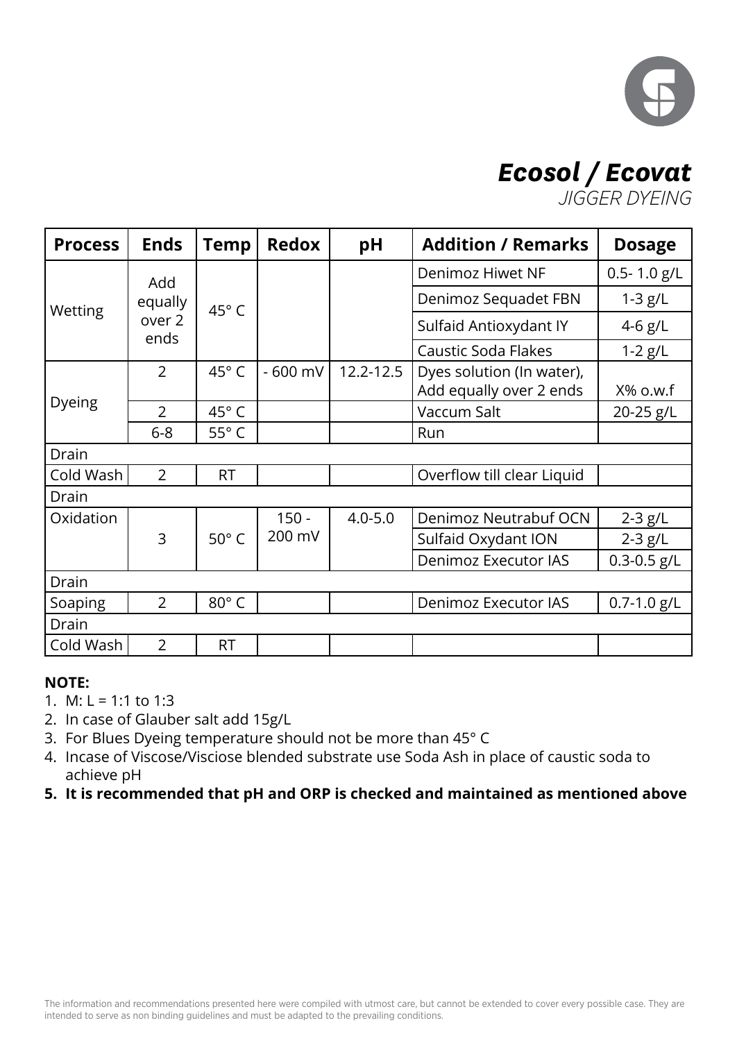# *Ecosol / Ecovat*

*JIGGER DYEING*

| Process | Ends | Temp | Redox | pH | Addition / Remarks | Dosage |
|---|---|---|---|---|---|---|
| Wetting | Add equally over 2 ends | 45° C | | | Denimoz Hiwet NF | 0.5- 1.0 g/L |
| | | | | | Denimoz Sequadet FBN | 1-3 g/L |
| | | | | | Sulfaid Antioxydant IY | 4-6 g/L |
| | | | | | Caustic Soda Flakes | 1-2 g/L |
| Dyeing | 2 | 45° C | - 600 mV | 12.2-12.5 | Dyes solution (In water), Add equally over 2 ends | X% o.w.f |
| | 2 | 45° C | | | Vaccum Salt | 20-25 g/L |
| | 6-8 | 55° C | | | Run | |
| Drain | | | | | | |
| Cold Wash | 2 | RT | | | Overflow till clear Liquid | |
| Drain | | | | | | |
| Oxidation | 3 | 50° C | 150 - 200 mV | 4.0-5.0 | Denimoz Neutrabuf OCN | 2-3 g/L |
| | | | | | Sulfaid Oxydant ION | 2-3 g/L |
| | | | | | Denimoz Executor IAS | 0.3-0.5 g/L |
| Drain | | | | | | |
| Soaping | 2 | 80° C | | | Denimoz Executor IAS | 0.7-1.0 g/L |
| Drain | | | | | | |
| Cold Wash | 2 | RT | | | | |

**NOTE:**

1. M: L = 1:1 to 1:3
2. In case of Glauber salt add 15g/L
3. For Blues Dyeing temperature should not be more than 45° C
4. Incase of Viscose/Visciose blended substrate use Soda Ash in place of caustic soda to achieve pH
5. **It is recommended that pH and ORP is checked and maintained as mentioned above**

The information and recommendations presented here were compiled with utmost care, but cannot be extended to cover every possible case. They are intended to serve as non binding guidelines and must be adapted to the prevailing conditions.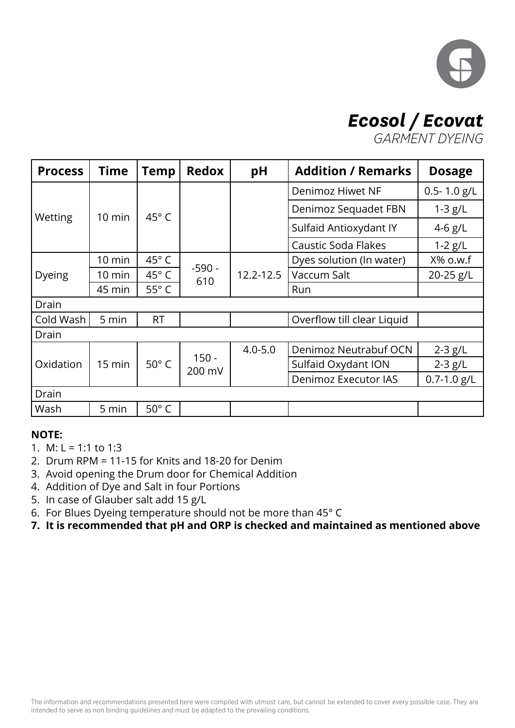# *Ecosol / Ecovat*

GARMENT DYEING

| Process | Time | Temp | Redox | pH | Addition / Remarks | Dosage |
|---|---|---|---|---|---|---|
| Wetting | 10 min | 45° C | | | Denimoz Hiwet NF | 0.5- 1.0 g/L |
| | | | | | Denimoz Sequadet FBN | 1-3 g/L |
| | | | | | Sulfaid Antioxydant IY | 4-6 g/L |
| | | | | | Caustic Soda Flakes | 1-2 g/L |
| Dyeing | 10 min | 45° C | -590 - 610 | 12.2-12.5 | Dyes solution (In water) | X% o.w.f |
| | 10 min | 45° C | | | Vaccum Salt | 20-25 g/L |
| | 45 min | 55° C | | | Run | |
| Drain | | | | | | |
| Cold Wash | 5 min | RT | | | Overflow till clear Liquid | |
| Drain | | | | | | |
| Oxidation | 15 min | 50° C | 150 - 200 mV | 4.0-5.0 | Denimoz Neutrabuf OCN | 2-3 g/L |
| | | | | | Sulfaid Oxydant ION | 2-3 g/L |
| | | | | | Denimoz Executor IAS | 0.7-1.0 g/L |
| Drain | | | | | | |
| Wash | 5 min | 50° C | | | | |

**NOTE:**

1. M: L = 1:1 to 1:3
2. Drum RPM = 11-15 for Knits and 18-20 for Denim
3. Avoid opening the Drum door for Chemical Addition
4. Addition of Dye and Salt in four Portions
5. In case of Glauber salt add 15 g/L
6. For Blues Dyeing temperature should not be more than 45° C
7. **It is recommended that pH and ORP is checked and maintained as mentioned above**

The information and recommendations presented here were compiled with utmost care, but cannot be extended to cover every possible case. They are intended to serve as non binding guidelines and must be adapted to the prevailing conditions.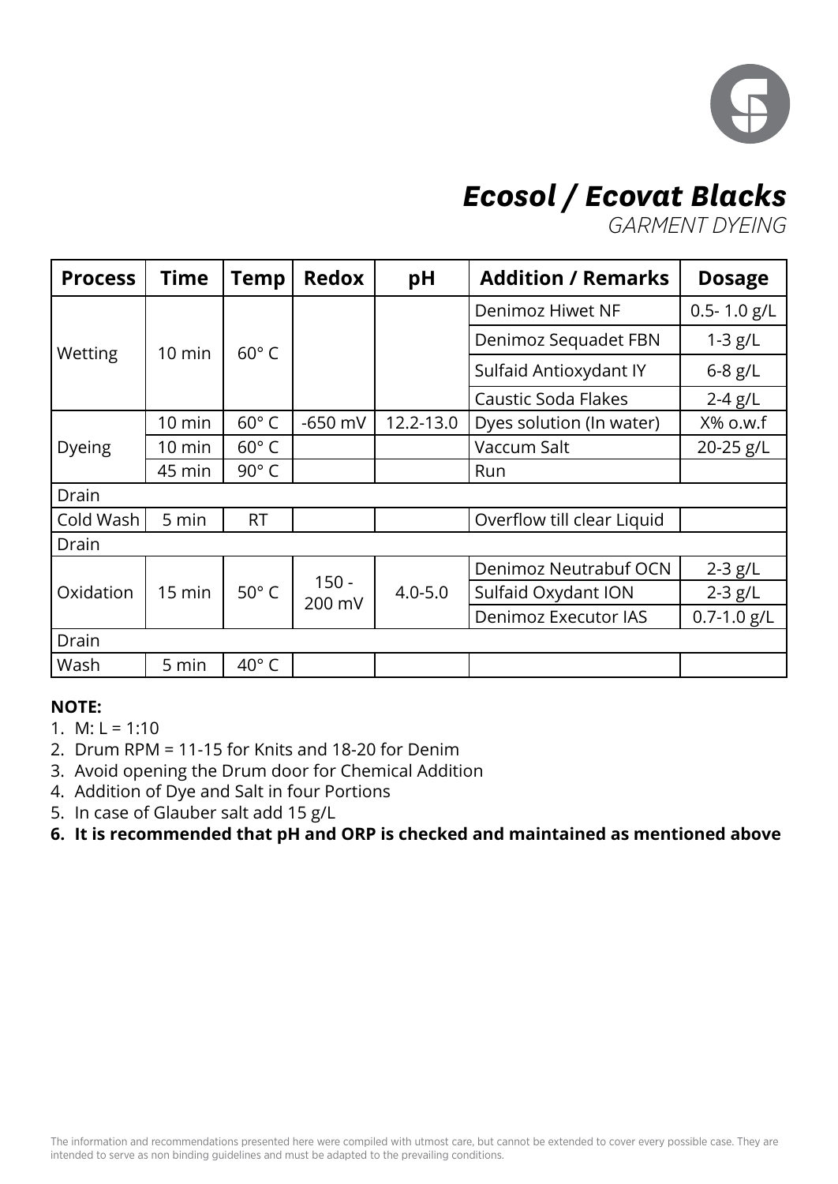# *Ecosol / Ecovat Blacks*

*GARMENT DYEING*

| Process | Time | Temp | Redox | pH | Addition / Remarks | Dosage |
|---|---|---|---|---|---|---|
| Wetting | 10 min | 60° C | | | Denimoz Hiwet NF | 0.5- 1.0 g/L |
| | | | | | Denimoz Sequadet FBN | 1-3 g/L |
| | | | | | Sulfaid Antioxydant IY | 6-8 g/L |
| | | | | | Caustic Soda Flakes | 2-4 g/L |
| Dyeing | 10 min | 60° C | -650 mV | 12.2-13.0 | Dyes solution (In water) | X% o.w.f |
| | 10 min | 60° C | | | Vaccum Salt | 20-25 g/L |
| | 45 min | 90° C | | | Run | |
| Drain | | | | | | |
| Cold Wash | 5 min | RT | | | Overflow till clear Liquid | |
| Drain | | | | | | |
| Oxidation | 15 min | 50° C | 150 - 200 mV | 4.0-5.0 | Denimoz Neutrabuf OCN | 2-3 g/L |
| | | | | | Sulfaid Oxydant ION | 2-3 g/L |
| | | | | | Denimoz Executor IAS | 0.7-1.0 g/L |
| Drain | | | | | | |
| Wash | 5 min | 40° C | | | | |

**NOTE:**

1. M: L = 1:10
2. Drum RPM = 11-15 for Knits and 18-20 for Denim
3. Avoid opening the Drum door for Chemical Addition
4. Addition of Dye and Salt in four Portions
5. In case of Glauber salt add 15 g/L
6. **It is recommended that pH and ORP is checked and maintained as mentioned above**

The information and recommendations presented here were compiled with utmost care, but cannot be extended to cover every possible case. They are intended to serve as non binding guidelines and must be adapted to the prevailing conditions.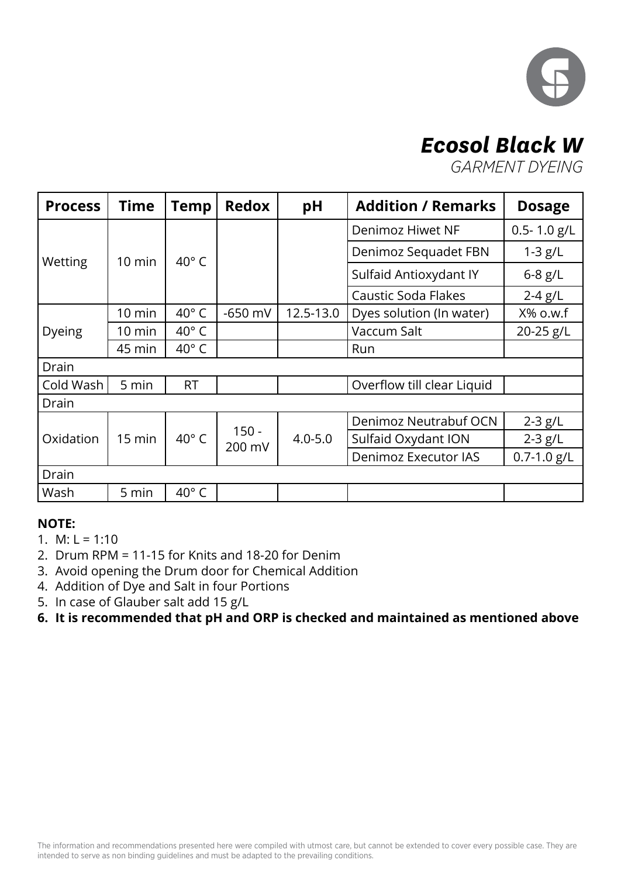# Ecosol Black W

*GARMENT DYEING*

| Process | Time | Temp | Redox | pH | Addition / Remarks | Dosage |
|---|---|---|---|---|---|---|
| Wetting | 10 min | 40° C | | | Denimoz Hiwet NF | 0.5- 1.0 g/L |
| | | | | | Denimoz Sequadet FBN | 1-3 g/L |
| | | | | | Sulfaid Antioxydant IY | 6-8 g/L |
| | | | | | Caustic Soda Flakes | 2-4 g/L |
| Dyeing | 10 min | 40° C | -650 mV | 12.5-13.0 | Dyes solution (In water) | X% o.w.f |
| | 10 min | 40° C | | | Vaccum Salt | 20-25 g/L |
| | 45 min | 40° C | | | Run | |
| Drain | | | | | | |
| Cold Wash | 5 min | RT | | | Overflow till clear Liquid | |
| Drain | | | | | | |
| Oxidation | 15 min | 40° C | 150 - 200 mV | 4.0-5.0 | Denimoz Neutrabuf OCN | 2-3 g/L |
| | | | | | Sulfaid Oxydant ION | 2-3 g/L |
| | | | | | Denimoz Executor IAS | 0.7-1.0 g/L |
| Drain | | | | | | |
| Wash | 5 min | 40° C | | | | |

**NOTE:**

1. M: L = 1:10
2. Drum RPM = 11-15 for Knits and 18-20 for Denim
3. Avoid opening the Drum door for Chemical Addition
4. Addition of Dye and Salt in four Portions
5. In case of Glauber salt add 15 g/L
6. **It is recommended that pH and ORP is checked and maintained as mentioned above**

The information and recommendations presented here were compiled with utmost care, but cannot be extended to cover every possible case. They are intended to serve as non binding guidelines and must be adapted to the prevailing conditions.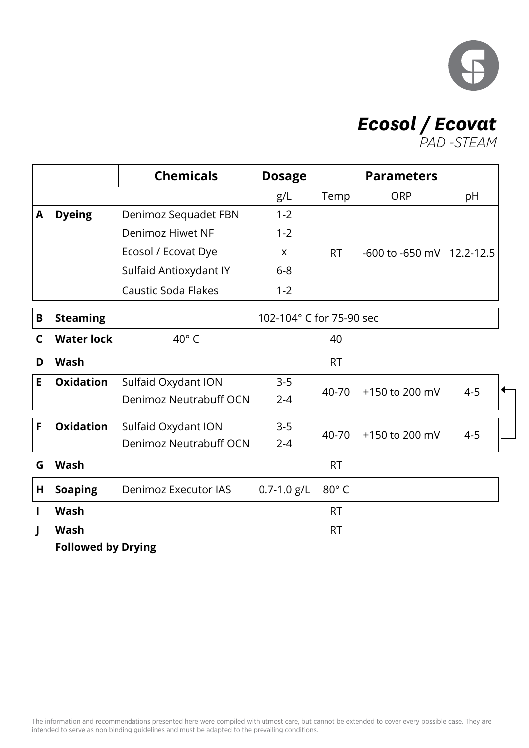# *Ecosol / Ecovat*

*PAD -STEAM*

| | | Chemicals | Dosage | Parameters | | |
|---|---|---|---|---|---|---|
| | | | g/L | Temp | ORP | pH |
| **A** | **Dyeing** | Denimoz Sequadet FBN | 1-2 | RT | -600 to -650 mV | 12.2-12.5 |
| | | Denimoz Hiwet NF | 1-2 | | | |
| | | Ecosol / Ecovat Dye | x | | | |
| | | Sulfaid Antioxydant IY | 6-8 | | | |
| | | Caustic Soda Flakes | 1-2 | | | |
| **B** | **Steaming** | 102-104° C for 75-90 sec | | | | |
| **C** | **Water lock** | 40° C | | 40 | | |
| **D** | **Wash** | | | RT | | |
| **E** | **Oxidation** | Sulfaid Oxydant ION | 3-5 | 40-70 | +150 to 200 mV | 4-5 |
| | | Denimoz Neutrabuff OCN | 2-4 | | | |
| **F** | **Oxidation** | Sulfaid Oxydant ION | 3-5 | 40-70 | +150 to 200 mV | 4-5 |
| | | Denimoz Neutrabuff OCN | 2-4 | | | |
| **G** | **Wash** | | | RT | | |
| **H** | **Soaping** | Denimoz Executor IAS | 0.7-1.0 g/L | 80° C | | |
| **I** | **Wash** | | | RT | | |
| **J** | **Wash** | | | RT | | |
| | **Followed by Drying** | | | | | |

The information and recommendations presented here were compiled with utmost care, but cannot be extended to cover every possible case. They are intended to serve as non binding guidelines and must be adapted to the prevailing conditions.